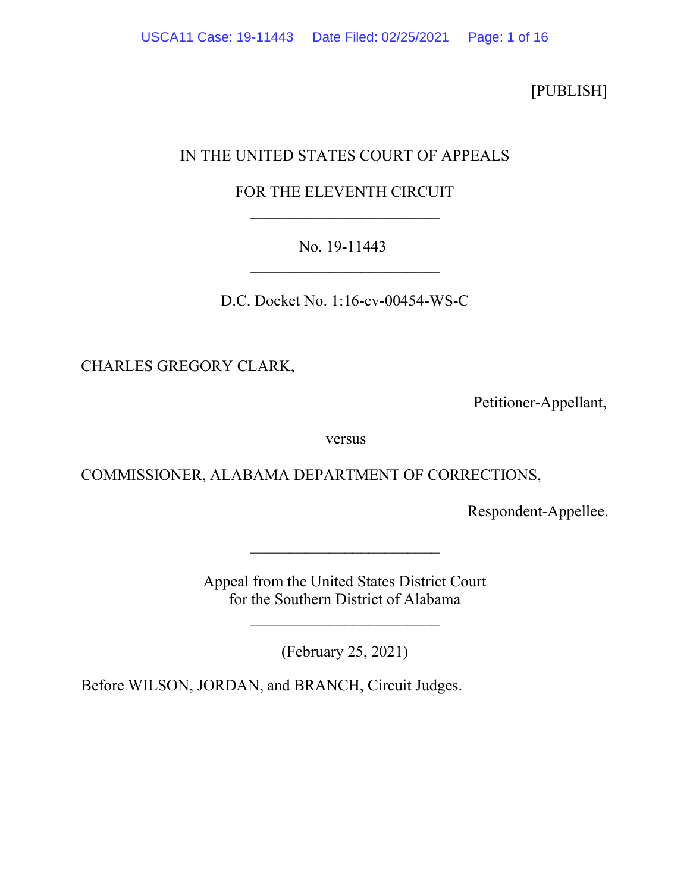[PUBLISH]

IN THE UNITED STATES COURT OF APPEALS

FOR THE ELEVENTH CIRCUIT

---

No. 19-11443

---

D.C. Docket No. 1:16-cv-00454-WS-C

CHARLES GREGORY CLARK,

Petitioner-Appellant,

versus

COMMISSIONER, ALABAMA DEPARTMENT OF CORRECTIONS,

Respondent-Appellee.

---

Appeal from the United States District Court
for the Southern District of Alabama

---

(February 25, 2021)

Before WILSON, JORDAN, and BRANCH, Circuit Judges.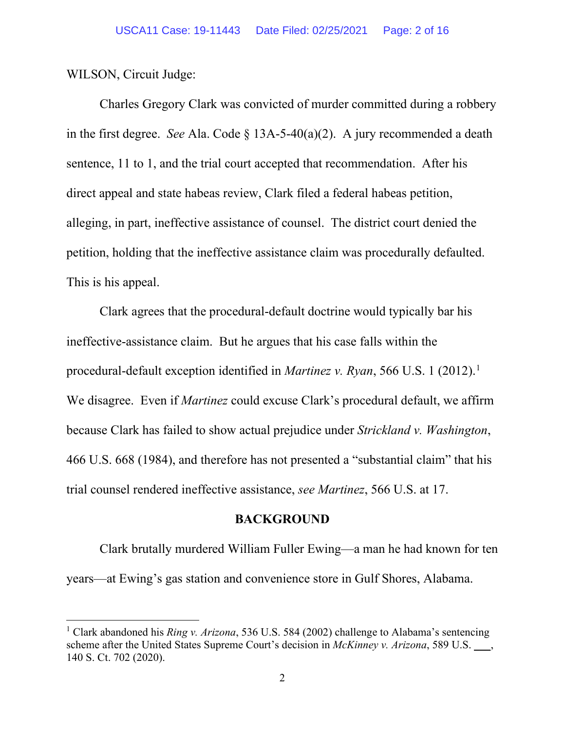WILSON, Circuit Judge:

Charles Gregory Clark was convicted of murder committed during a robbery in the first degree. *See* Ala. Code § 13A-5-40(a)(2). A jury recommended a death sentence, 11 to 1, and the trial court accepted that recommendation. After his direct appeal and state habeas review, Clark filed a federal habeas petition, alleging, in part, ineffective assistance of counsel. The district court denied the petition, holding that the ineffective assistance claim was procedurally defaulted. This is his appeal.

Clark agrees that the procedural-default doctrine would typically bar his ineffective-assistance claim. But he argues that his case falls within the procedural-default exception identified in *Martinez v. Ryan*, 566 U.S. 1 (2012).[1] We disagree. Even if *Martinez* could excuse Clark's procedural default, we affirm because Clark has failed to show actual prejudice under *Strickland v. Washington*, 466 U.S. 668 (1984), and therefore has not presented a "substantial claim" that his trial counsel rendered ineffective assistance, *see Martinez*, 566 U.S. at 17.

## BACKGROUND

Clark brutally murdered William Fuller Ewing—a man he had known for ten years—at Ewing's gas station and convenience store in Gulf Shores, Alabama.

---

[1] Clark abandoned his *Ring v. Arizona*, 536 U.S. 584 (2002) challenge to Alabama's sentencing scheme after the United States Supreme Court's decision in *McKinney v. Arizona*, 589 U.S. \_\_\_, 140 S. Ct. 702 (2020).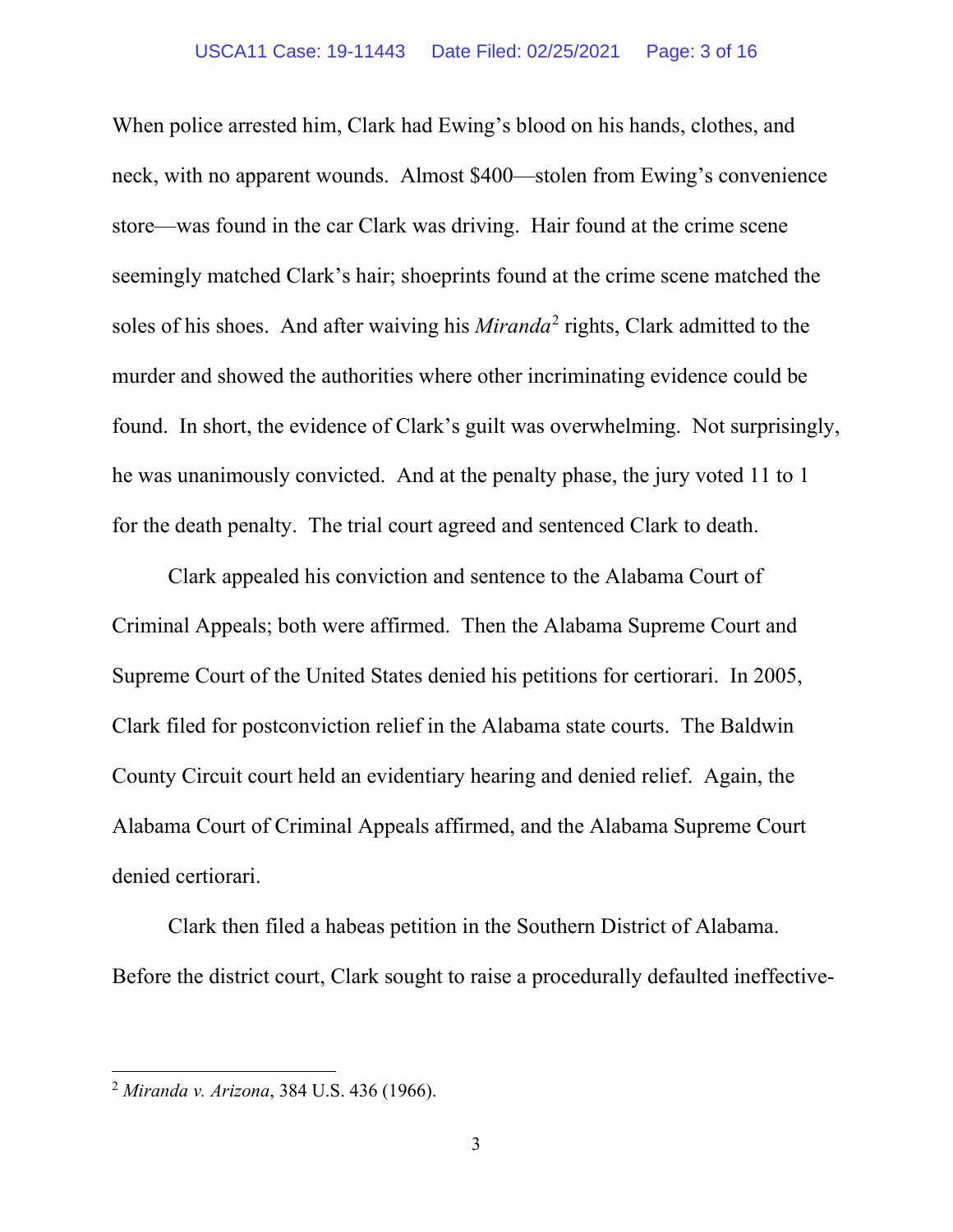When police arrested him, Clark had Ewing's blood on his hands, clothes, and neck, with no apparent wounds. Almost $400—stolen from Ewing's convenience store—was found in the car Clark was driving. Hair found at the crime scene seemingly matched Clark's hair; shoeprints found at the crime scene matched the soles of his shoes. And after waiving his *Miranda*[2] rights, Clark admitted to the murder and showed the authorities where other incriminating evidence could be found. In short, the evidence of Clark's guilt was overwhelming. Not surprisingly, he was unanimously convicted. And at the penalty phase, the jury voted 11 to 1 for the death penalty. The trial court agreed and sentenced Clark to death.

Clark appealed his conviction and sentence to the Alabama Court of Criminal Appeals; both were affirmed. Then the Alabama Supreme Court and Supreme Court of the United States denied his petitions for certiorari. In 2005, Clark filed for postconviction relief in the Alabama state courts. The Baldwin County Circuit court held an evidentiary hearing and denied relief. Again, the Alabama Court of Criminal Appeals affirmed, and the Alabama Supreme Court denied certiorari.

Clark then filed a habeas petition in the Southern District of Alabama. Before the district court, Clark sought to raise a procedurally defaulted ineffective-

---

[2] *Miranda v. Arizona*, 384 U.S. 436 (1966).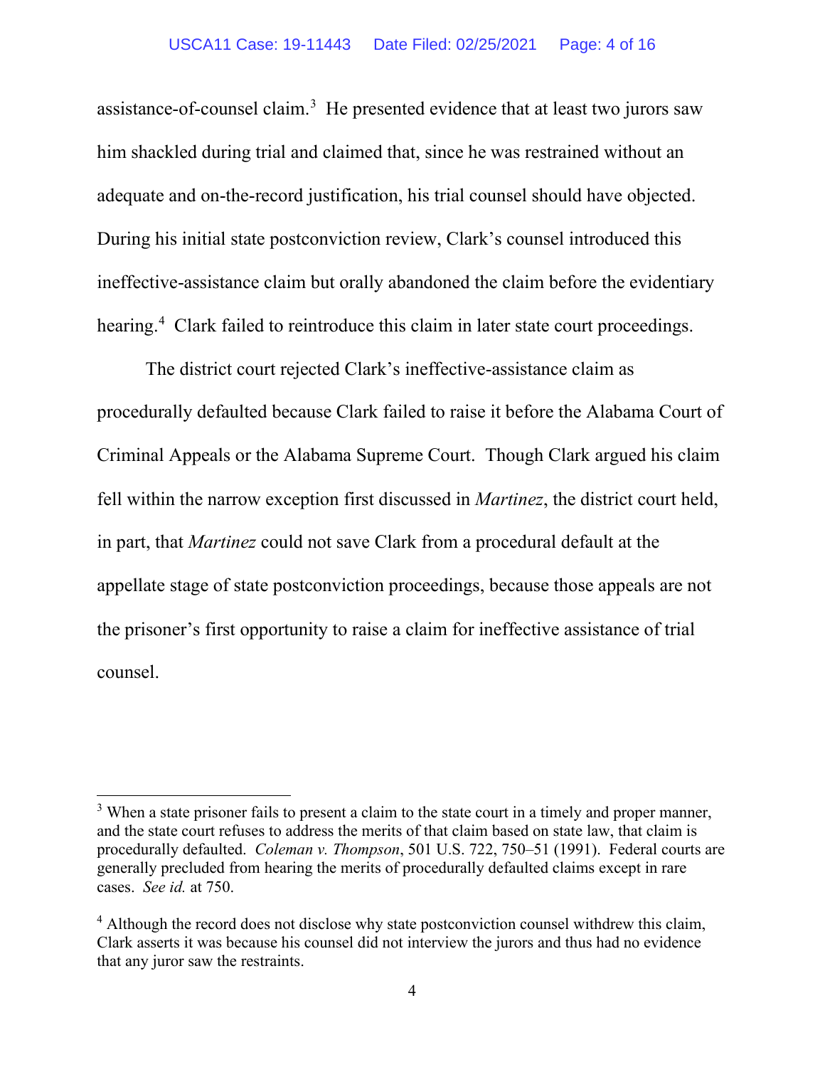assistance-of-counsel claim.[3] He presented evidence that at least two jurors saw him shackled during trial and claimed that, since he was restrained without an adequate and on-the-record justification, his trial counsel should have objected. During his initial state postconviction review, Clark's counsel introduced this ineffective-assistance claim but orally abandoned the claim before the evidentiary hearing.[4] Clark failed to reintroduce this claim in later state court proceedings.

The district court rejected Clark's ineffective-assistance claim as procedurally defaulted because Clark failed to raise it before the Alabama Court of Criminal Appeals or the Alabama Supreme Court. Though Clark argued his claim fell within the narrow exception first discussed in *Martinez*, the district court held, in part, that *Martinez* could not save Clark from a procedural default at the appellate stage of state postconviction proceedings, because those appeals are not the prisoner's first opportunity to raise a claim for ineffective assistance of trial counsel.

---

[3] When a state prisoner fails to present a claim to the state court in a timely and proper manner, and the state court refuses to address the merits of that claim based on state law, that claim is procedurally defaulted. *Coleman v. Thompson*, 501 U.S. 722, 750–51 (1991). Federal courts are generally precluded from hearing the merits of procedurally defaulted claims except in rare cases. *See id.* at 750.

[4] Although the record does not disclose why state postconviction counsel withdrew this claim, Clark asserts it was because his counsel did not interview the jurors and thus had no evidence that any juror saw the restraints.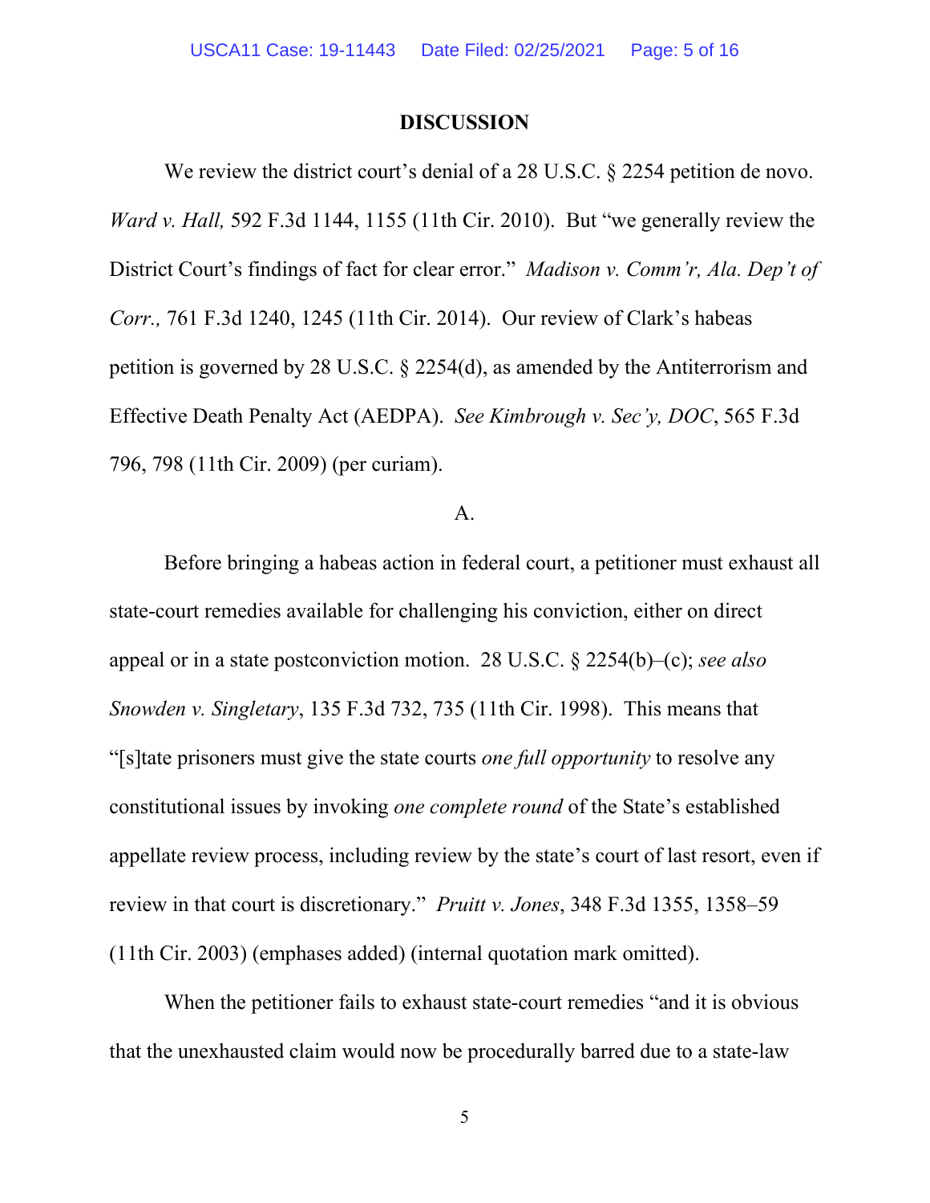## DISCUSSION

We review the district court's denial of a 28 U.S.C. § 2254 petition de novo. *Ward v. Hall,* 592 F.3d 1144, 1155 (11th Cir. 2010). But "we generally review the District Court's findings of fact for clear error." *Madison v. Comm'r, Ala. Dep't of Corr.,* 761 F.3d 1240, 1245 (11th Cir. 2014). Our review of Clark's habeas petition is governed by 28 U.S.C. § 2254(d), as amended by the Antiterrorism and Effective Death Penalty Act (AEDPA). *See Kimbrough v. Sec'y, DOC*, 565 F.3d 796, 798 (11th Cir. 2009) (per curiam).

A.

Before bringing a habeas action in federal court, a petitioner must exhaust all state-court remedies available for challenging his conviction, either on direct appeal or in a state postconviction motion. 28 U.S.C. § 2254(b)–(c); *see also Snowden v. Singletary*, 135 F.3d 732, 735 (11th Cir. 1998). This means that "[s]tate prisoners must give the state courts *one full opportunity* to resolve any constitutional issues by invoking *one complete round* of the State's established appellate review process, including review by the state's court of last resort, even if review in that court is discretionary." *Pruitt v. Jones*, 348 F.3d 1355, 1358–59 (11th Cir. 2003) (emphases added) (internal quotation mark omitted).

When the petitioner fails to exhaust state-court remedies "and it is obvious that the unexhausted claim would now be procedurally barred due to a state-law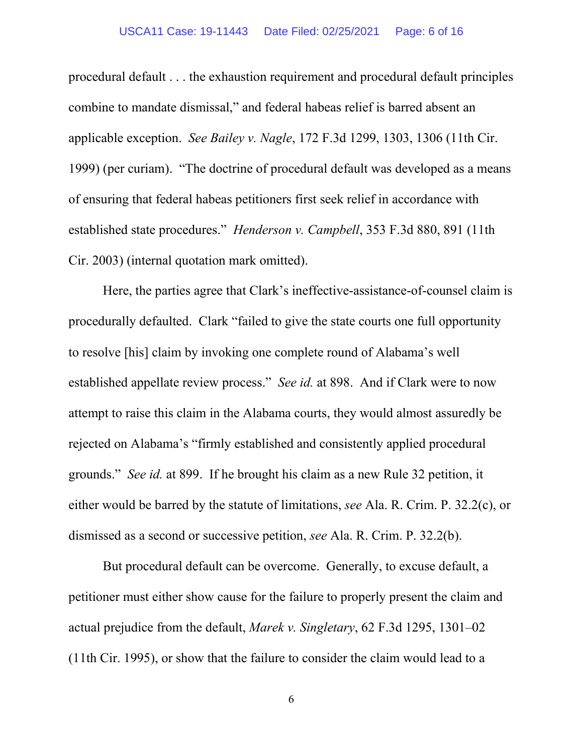procedural default . . . the exhaustion requirement and procedural default principles combine to mandate dismissal," and federal habeas relief is barred absent an applicable exception. *See Bailey v. Nagle*, 172 F.3d 1299, 1303, 1306 (11th Cir. 1999) (per curiam). "The doctrine of procedural default was developed as a means of ensuring that federal habeas petitioners first seek relief in accordance with established state procedures." *Henderson v. Campbell*, 353 F.3d 880, 891 (11th Cir. 2003) (internal quotation mark omitted).

Here, the parties agree that Clark's ineffective-assistance-of-counsel claim is procedurally defaulted. Clark "failed to give the state courts one full opportunity to resolve [his] claim by invoking one complete round of Alabama's well established appellate review process." *See id.* at 898. And if Clark were to now attempt to raise this claim in the Alabama courts, they would almost assuredly be rejected on Alabama's "firmly established and consistently applied procedural grounds." *See id.* at 899. If he brought his claim as a new Rule 32 petition, it either would be barred by the statute of limitations, *see* Ala. R. Crim. P. 32.2(c), or dismissed as a second or successive petition, *see* Ala. R. Crim. P. 32.2(b).

But procedural default can be overcome. Generally, to excuse default, a petitioner must either show cause for the failure to properly present the claim and actual prejudice from the default, *Marek v. Singletary*, 62 F.3d 1295, 1301–02 (11th Cir. 1995), or show that the failure to consider the claim would lead to a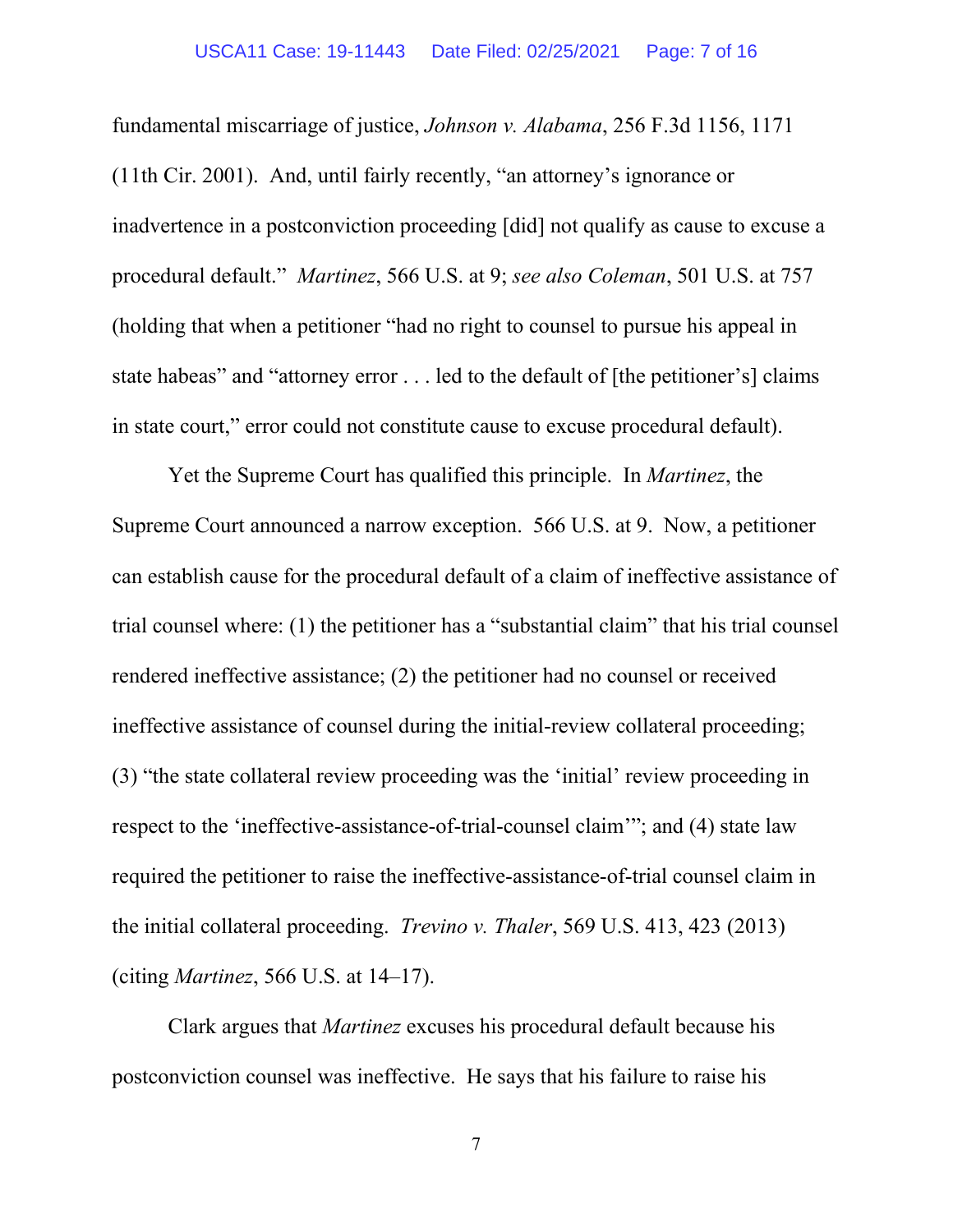fundamental miscarriage of justice, *Johnson v. Alabama*, 256 F.3d 1156, 1171 (11th Cir. 2001). And, until fairly recently, "an attorney's ignorance or inadvertence in a postconviction proceeding [did] not qualify as cause to excuse a procedural default." *Martinez*, 566 U.S. at 9; *see also Coleman*, 501 U.S. at 757 (holding that when a petitioner "had no right to counsel to pursue his appeal in state habeas" and "attorney error . . . led to the default of [the petitioner's] claims in state court," error could not constitute cause to excuse procedural default).

Yet the Supreme Court has qualified this principle. In *Martinez*, the Supreme Court announced a narrow exception. 566 U.S. at 9. Now, a petitioner can establish cause for the procedural default of a claim of ineffective assistance of trial counsel where: (1) the petitioner has a "substantial claim" that his trial counsel rendered ineffective assistance; (2) the petitioner had no counsel or received ineffective assistance of counsel during the initial-review collateral proceeding; (3) "the state collateral review proceeding was the 'initial' review proceeding in respect to the 'ineffective-assistance-of-trial-counsel claim'"; and (4) state law required the petitioner to raise the ineffective-assistance-of-trial counsel claim in the initial collateral proceeding. *Trevino v. Thaler*, 569 U.S. 413, 423 (2013) (citing *Martinez*, 566 U.S. at 14–17).

Clark argues that *Martinez* excuses his procedural default because his postconviction counsel was ineffective. He says that his failure to raise his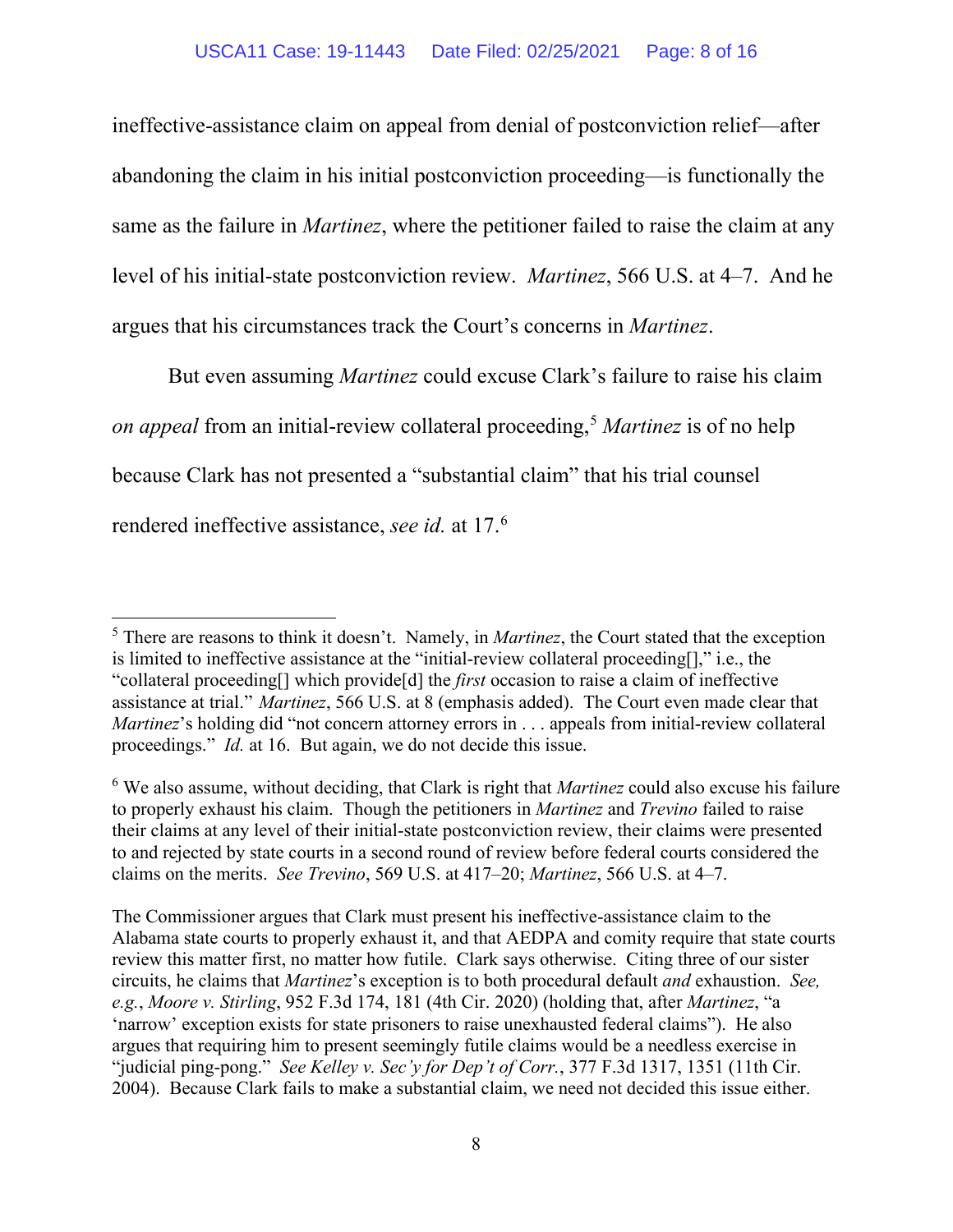ineffective-assistance claim on appeal from denial of postconviction relief—after abandoning the claim in his initial postconviction proceeding—is functionally the same as the failure in *Martinez*, where the petitioner failed to raise the claim at any level of his initial-state postconviction review. *Martinez*, 566 U.S. at 4–7. And he argues that his circumstances track the Court's concerns in *Martinez*.

But even assuming *Martinez* could excuse Clark's failure to raise his claim *on appeal* from an initial-review collateral proceeding,[5] *Martinez* is of no help because Clark has not presented a "substantial claim" that his trial counsel rendered ineffective assistance, *see id.* at 17.[6]

---

[5] There are reasons to think it doesn't. Namely, in *Martinez*, the Court stated that the exception is limited to ineffective assistance at the "initial-review collateral proceeding[]," i.e., the "collateral proceeding[] which provide[d] the *first* occasion to raise a claim of ineffective assistance at trial." *Martinez*, 566 U.S. at 8 (emphasis added). The Court even made clear that *Martinez*'s holding did "not concern attorney errors in . . . appeals from initial-review collateral proceedings." *Id.* at 16. But again, we do not decide this issue.

[6] We also assume, without deciding, that Clark is right that *Martinez* could also excuse his failure to properly exhaust his claim. Though the petitioners in *Martinez* and *Trevino* failed to raise their claims at any level of their initial-state postconviction review, their claims were presented to and rejected by state courts in a second round of review before federal courts considered the claims on the merits. *See Trevino*, 569 U.S. at 417–20; *Martinez*, 566 U.S. at 4–7.

The Commissioner argues that Clark must present his ineffective-assistance claim to the Alabama state courts to properly exhaust it, and that AEDPA and comity require that state courts review this matter first, no matter how futile. Clark says otherwise. Citing three of our sister circuits, he claims that *Martinez*'s exception is to both procedural default *and* exhaustion. *See, e.g.*, *Moore v. Stirling*, 952 F.3d 174, 181 (4th Cir. 2020) (holding that, after *Martinez*, "a 'narrow' exception exists for state prisoners to raise unexhausted federal claims"). He also argues that requiring him to present seemingly futile claims would be a needless exercise in "judicial ping-pong." *See Kelley v. Sec'y for Dep't of Corr.*, 377 F.3d 1317, 1351 (11th Cir. 2004). Because Clark fails to make a substantial claim, we need not decided this issue either.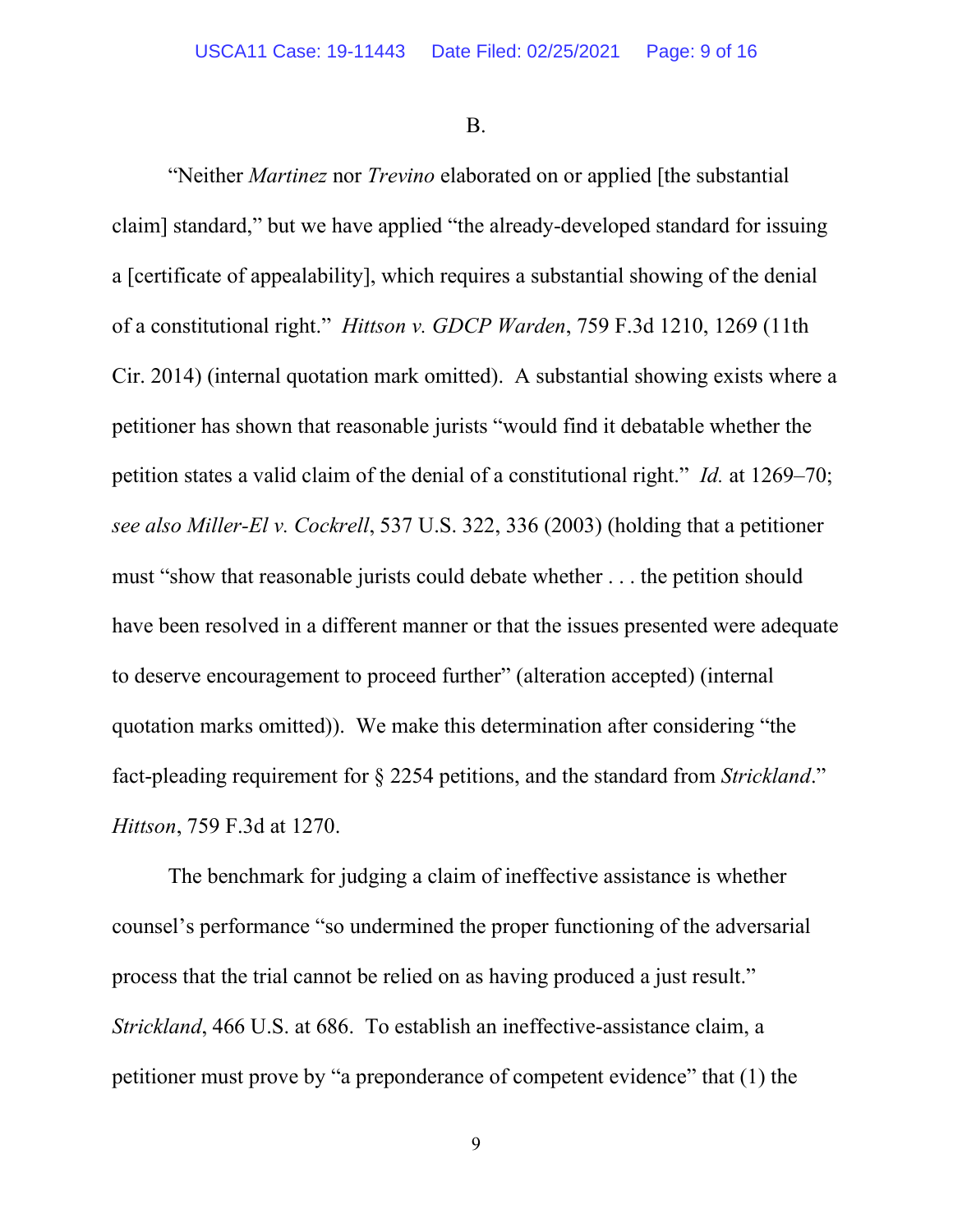B.

"Neither *Martinez* nor *Trevino* elaborated on or applied [the substantial claim] standard," but we have applied "the already-developed standard for issuing a [certificate of appealability], which requires a substantial showing of the denial of a constitutional right." *Hittson v. GDCP Warden*, 759 F.3d 1210, 1269 (11th Cir. 2014) (internal quotation mark omitted). A substantial showing exists where a petitioner has shown that reasonable jurists "would find it debatable whether the petition states a valid claim of the denial of a constitutional right." *Id.* at 1269–70; *see also Miller-El v. Cockrell*, 537 U.S. 322, 336 (2003) (holding that a petitioner must "show that reasonable jurists could debate whether . . . the petition should have been resolved in a different manner or that the issues presented were adequate to deserve encouragement to proceed further" (alteration accepted) (internal quotation marks omitted)). We make this determination after considering "the fact-pleading requirement for § 2254 petitions, and the standard from *Strickland*." *Hittson*, 759 F.3d at 1270.

The benchmark for judging a claim of ineffective assistance is whether counsel's performance "so undermined the proper functioning of the adversarial process that the trial cannot be relied on as having produced a just result." *Strickland*, 466 U.S. at 686. To establish an ineffective-assistance claim, a petitioner must prove by "a preponderance of competent evidence" that (1) the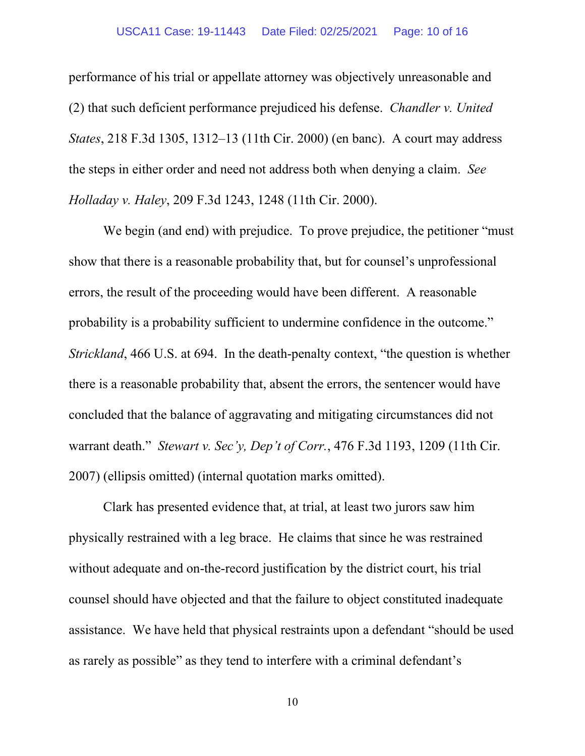performance of his trial or appellate attorney was objectively unreasonable and (2) that such deficient performance prejudiced his defense. *Chandler v. United States*, 218 F.3d 1305, 1312–13 (11th Cir. 2000) (en banc). A court may address the steps in either order and need not address both when denying a claim. *See Holladay v. Haley*, 209 F.3d 1243, 1248 (11th Cir. 2000).

We begin (and end) with prejudice. To prove prejudice, the petitioner "must show that there is a reasonable probability that, but for counsel's unprofessional errors, the result of the proceeding would have been different. A reasonable probability is a probability sufficient to undermine confidence in the outcome." *Strickland*, 466 U.S. at 694. In the death-penalty context, "the question is whether there is a reasonable probability that, absent the errors, the sentencer would have concluded that the balance of aggravating and mitigating circumstances did not warrant death." *Stewart v. Sec'y, Dep't of Corr.*, 476 F.3d 1193, 1209 (11th Cir. 2007) (ellipsis omitted) (internal quotation marks omitted).

Clark has presented evidence that, at trial, at least two jurors saw him physically restrained with a leg brace. He claims that since he was restrained without adequate and on-the-record justification by the district court, his trial counsel should have objected and that the failure to object constituted inadequate assistance. We have held that physical restraints upon a defendant "should be used as rarely as possible" as they tend to interfere with a criminal defendant's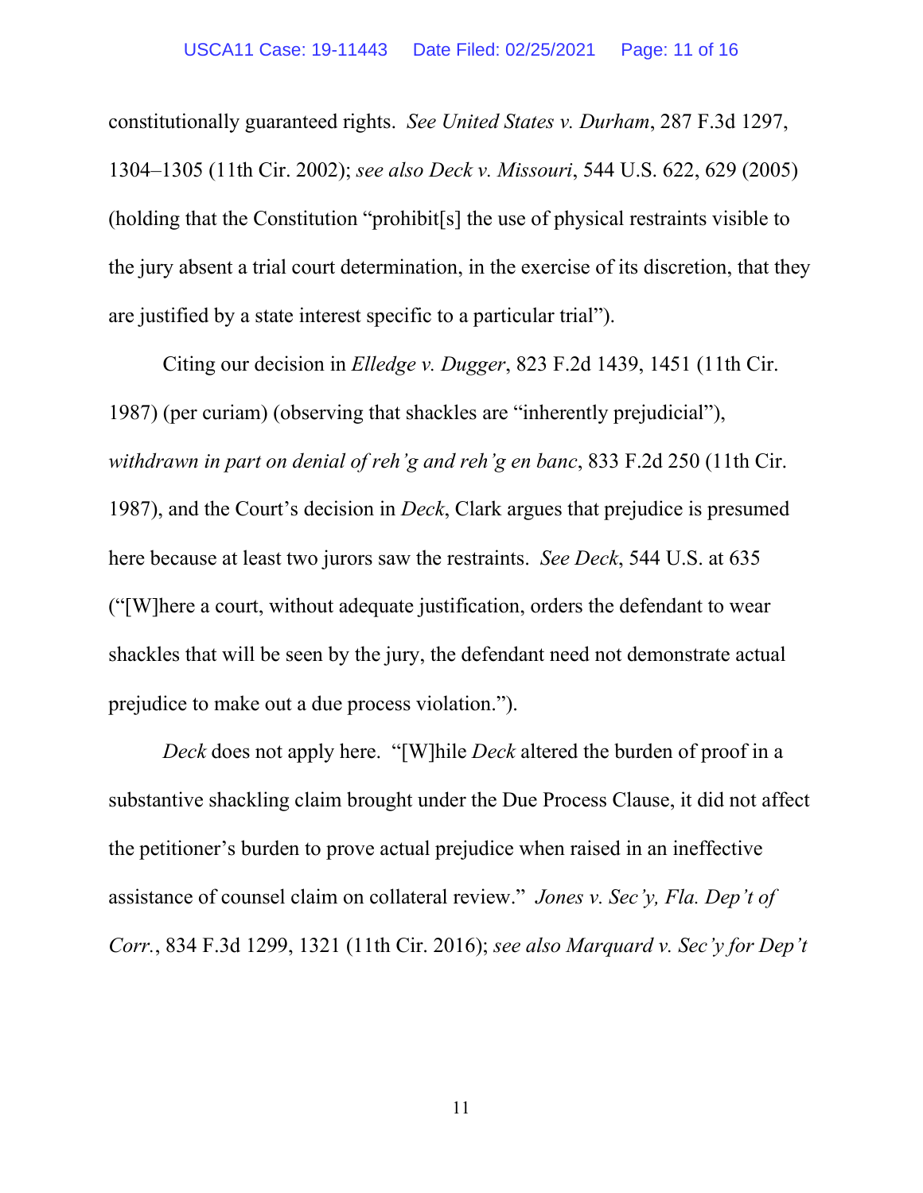constitutionally guaranteed rights. *See United States v. Durham*, 287 F.3d 1297, 1304–1305 (11th Cir. 2002); *see also Deck v. Missouri*, 544 U.S. 622, 629 (2005) (holding that the Constitution "prohibit[s] the use of physical restraints visible to the jury absent a trial court determination, in the exercise of its discretion, that they are justified by a state interest specific to a particular trial").

Citing our decision in *Elledge v. Dugger*, 823 F.2d 1439, 1451 (11th Cir. 1987) (per curiam) (observing that shackles are "inherently prejudicial"), *withdrawn in part on denial of reh'g and reh'g en banc*, 833 F.2d 250 (11th Cir. 1987), and the Court's decision in *Deck*, Clark argues that prejudice is presumed here because at least two jurors saw the restraints. *See Deck*, 544 U.S. at 635 ("[W]here a court, without adequate justification, orders the defendant to wear shackles that will be seen by the jury, the defendant need not demonstrate actual prejudice to make out a due process violation.").

*Deck* does not apply here. "[W]hile *Deck* altered the burden of proof in a substantive shackling claim brought under the Due Process Clause, it did not affect the petitioner's burden to prove actual prejudice when raised in an ineffective assistance of counsel claim on collateral review." *Jones v. Sec'y, Fla. Dep't of Corr.*, 834 F.3d 1299, 1321 (11th Cir. 2016); *see also Marquard v. Sec'y for Dep't*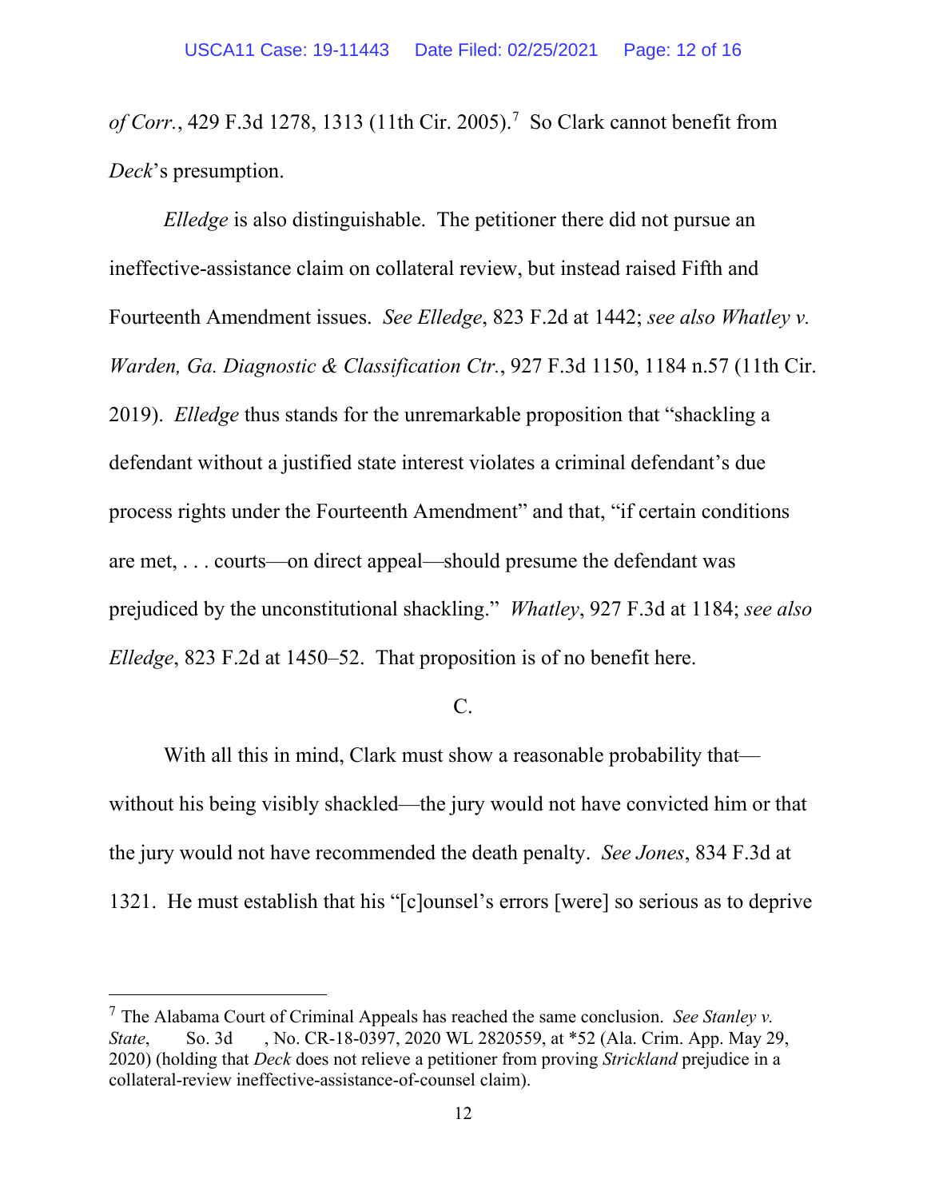*of Corr.*, 429 F.3d 1278, 1313 (11th Cir. 2005).[7] So Clark cannot benefit from *Deck*'s presumption.

*Elledge* is also distinguishable. The petitioner there did not pursue an ineffective-assistance claim on collateral review, but instead raised Fifth and Fourteenth Amendment issues. *See Elledge*, 823 F.2d at 1442; *see also Whatley v. Warden, Ga. Diagnostic & Classification Ctr.*, 927 F.3d 1150, 1184 n.57 (11th Cir. 2019). *Elledge* thus stands for the unremarkable proposition that "shackling a defendant without a justified state interest violates a criminal defendant's due process rights under the Fourteenth Amendment" and that, "if certain conditions are met, . . . courts—on direct appeal—should presume the defendant was prejudiced by the unconstitutional shackling." *Whatley*, 927 F.3d at 1184; *see also Elledge*, 823 F.2d at 1450–52. That proposition is of no benefit here.

C.

With all this in mind, Clark must show a reasonable probability that—without his being visibly shackled—the jury would not have convicted him or that the jury would not have recommended the death penalty. *See Jones*, 834 F.3d at 1321. He must establish that his "[c]ounsel's errors [were] so serious as to deprive

---

[7] The Alabama Court of Criminal Appeals has reached the same conclusion. *See Stanley v. State*, ___ So. 3d ___, No. CR-18-0397, 2020 WL 2820559, at *52 (Ala. Crim. App. May 29, 2020) (holding that *Deck* does not relieve a petitioner from proving *Strickland* prejudice in a collateral-review ineffective-assistance-of-counsel claim).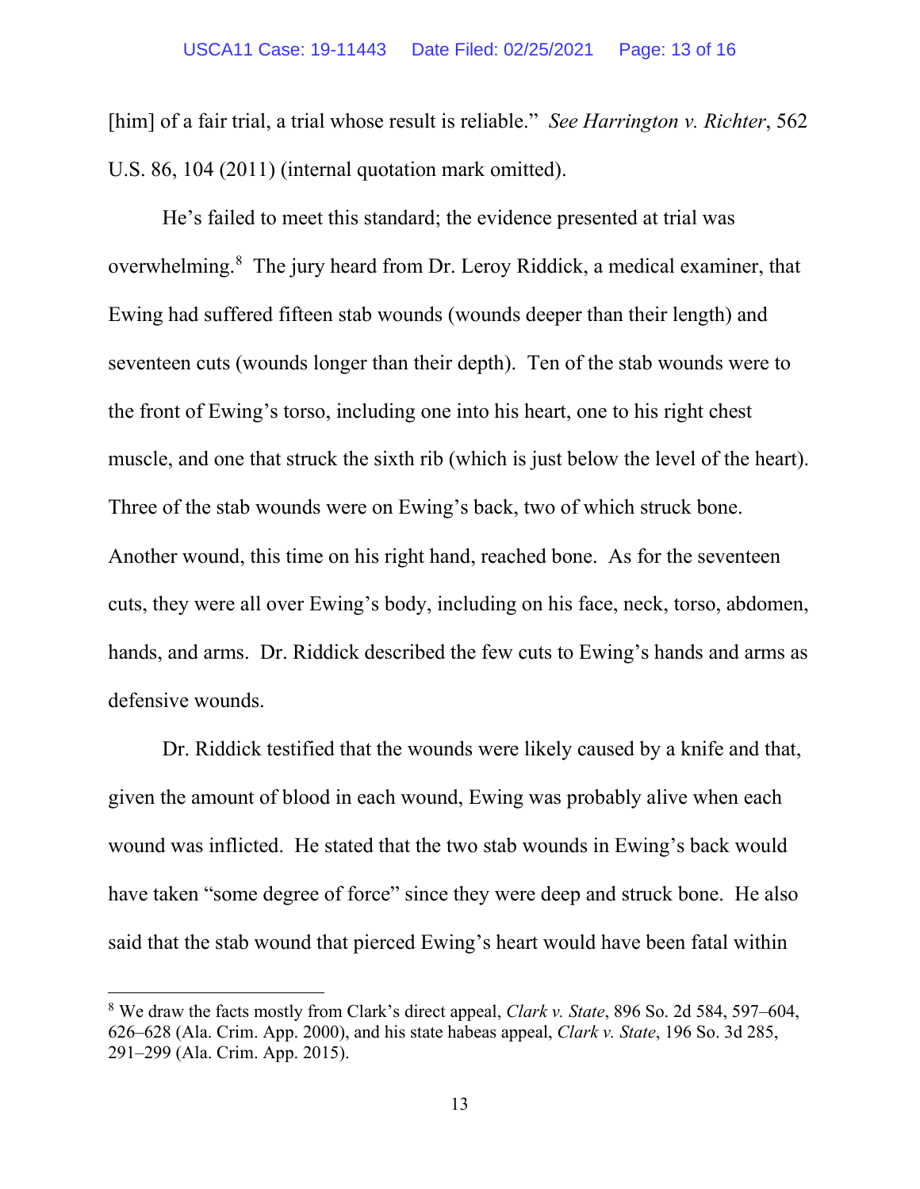[him] of a fair trial, a trial whose result is reliable." *See Harrington v. Richter*, 562 U.S. 86, 104 (2011) (internal quotation mark omitted).

He's failed to meet this standard; the evidence presented at trial was overwhelming.[8] The jury heard from Dr. Leroy Riddick, a medical examiner, that Ewing had suffered fifteen stab wounds (wounds deeper than their length) and seventeen cuts (wounds longer than their depth). Ten of the stab wounds were to the front of Ewing's torso, including one into his heart, one to his right chest muscle, and one that struck the sixth rib (which is just below the level of the heart). Three of the stab wounds were on Ewing's back, two of which struck bone. Another wound, this time on his right hand, reached bone. As for the seventeen cuts, they were all over Ewing's body, including on his face, neck, torso, abdomen, hands, and arms. Dr. Riddick described the few cuts to Ewing's hands and arms as defensive wounds.

Dr. Riddick testified that the wounds were likely caused by a knife and that, given the amount of blood in each wound, Ewing was probably alive when each wound was inflicted. He stated that the two stab wounds in Ewing's back would have taken "some degree of force" since they were deep and struck bone. He also said that the stab wound that pierced Ewing's heart would have been fatal within

---

[8] We draw the facts mostly from Clark's direct appeal, *Clark v. State*, 896 So. 2d 584, 597–604, 626–628 (Ala. Crim. App. 2000), and his state habeas appeal, *Clark v. State*, 196 So. 3d 285, 291–299 (Ala. Crim. App. 2015).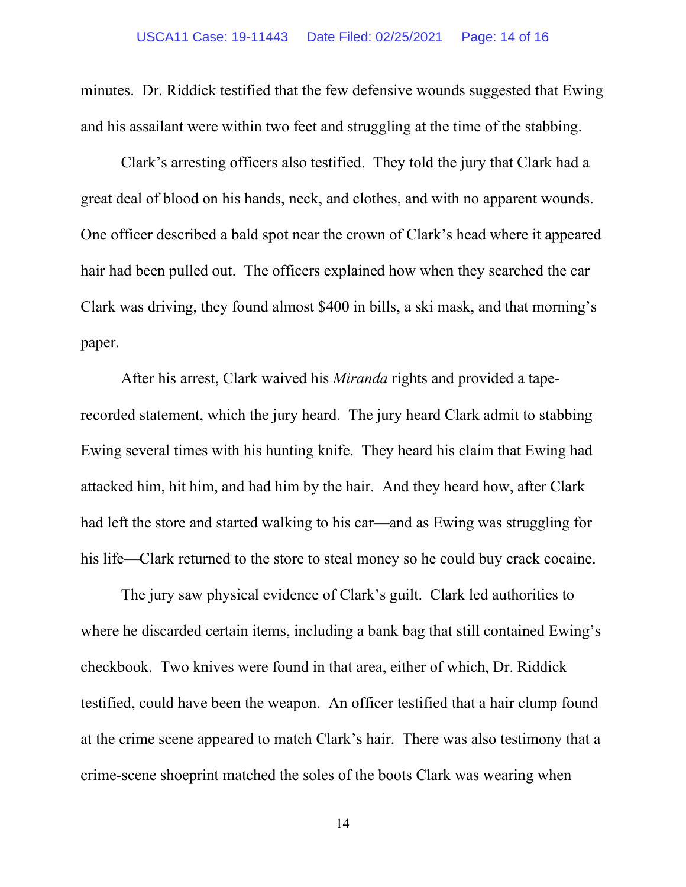minutes. Dr. Riddick testified that the few defensive wounds suggested that Ewing and his assailant were within two feet and struggling at the time of the stabbing.

Clark's arresting officers also testified. They told the jury that Clark had a great deal of blood on his hands, neck, and clothes, and with no apparent wounds. One officer described a bald spot near the crown of Clark's head where it appeared hair had been pulled out. The officers explained how when they searched the car Clark was driving, they found almost $400 in bills, a ski mask, and that morning's paper.

After his arrest, Clark waived his *Miranda* rights and provided a tape-recorded statement, which the jury heard. The jury heard Clark admit to stabbing Ewing several times with his hunting knife. They heard his claim that Ewing had attacked him, hit him, and had him by the hair. And they heard how, after Clark had left the store and started walking to his car—and as Ewing was struggling for his life—Clark returned to the store to steal money so he could buy crack cocaine.

The jury saw physical evidence of Clark's guilt. Clark led authorities to where he discarded certain items, including a bank bag that still contained Ewing's checkbook. Two knives were found in that area, either of which, Dr. Riddick testified, could have been the weapon. An officer testified that a hair clump found at the crime scene appeared to match Clark's hair. There was also testimony that a crime-scene shoeprint matched the soles of the boots Clark was wearing when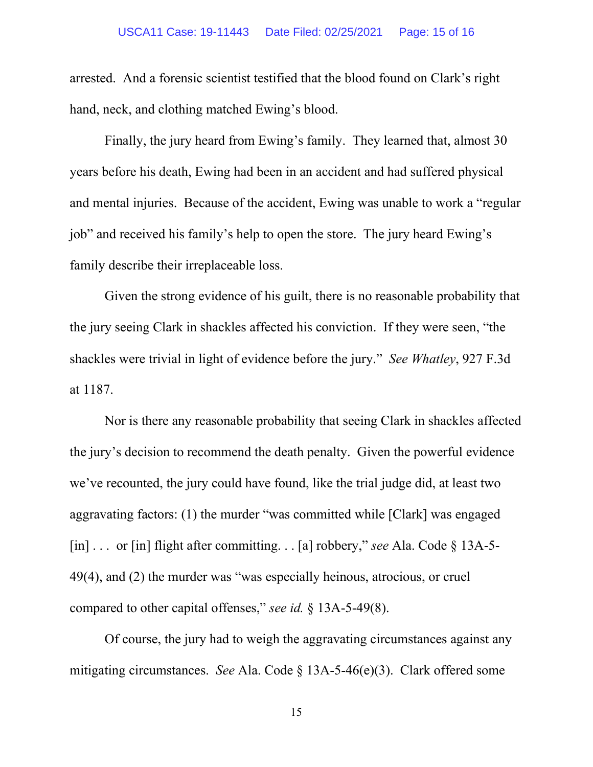arrested. And a forensic scientist testified that the blood found on Clark's right hand, neck, and clothing matched Ewing's blood.

Finally, the jury heard from Ewing's family. They learned that, almost 30 years before his death, Ewing had been in an accident and had suffered physical and mental injuries. Because of the accident, Ewing was unable to work a "regular job" and received his family's help to open the store. The jury heard Ewing's family describe their irreplaceable loss.

Given the strong evidence of his guilt, there is no reasonable probability that the jury seeing Clark in shackles affected his conviction. If they were seen, "the shackles were trivial in light of evidence before the jury." *See Whatley*, 927 F.3d at 1187.

Nor is there any reasonable probability that seeing Clark in shackles affected the jury's decision to recommend the death penalty. Given the powerful evidence we've recounted, the jury could have found, like the trial judge did, at least two aggravating factors: (1) the murder "was committed while [Clark] was engaged [in] . . . or [in] flight after committing. . . [a] robbery," *see* Ala. Code § 13A-5-49(4), and (2) the murder was "was especially heinous, atrocious, or cruel compared to other capital offenses," *see id.* § 13A-5-49(8).

Of course, the jury had to weigh the aggravating circumstances against any mitigating circumstances. *See* Ala. Code § 13A-5-46(e)(3). Clark offered some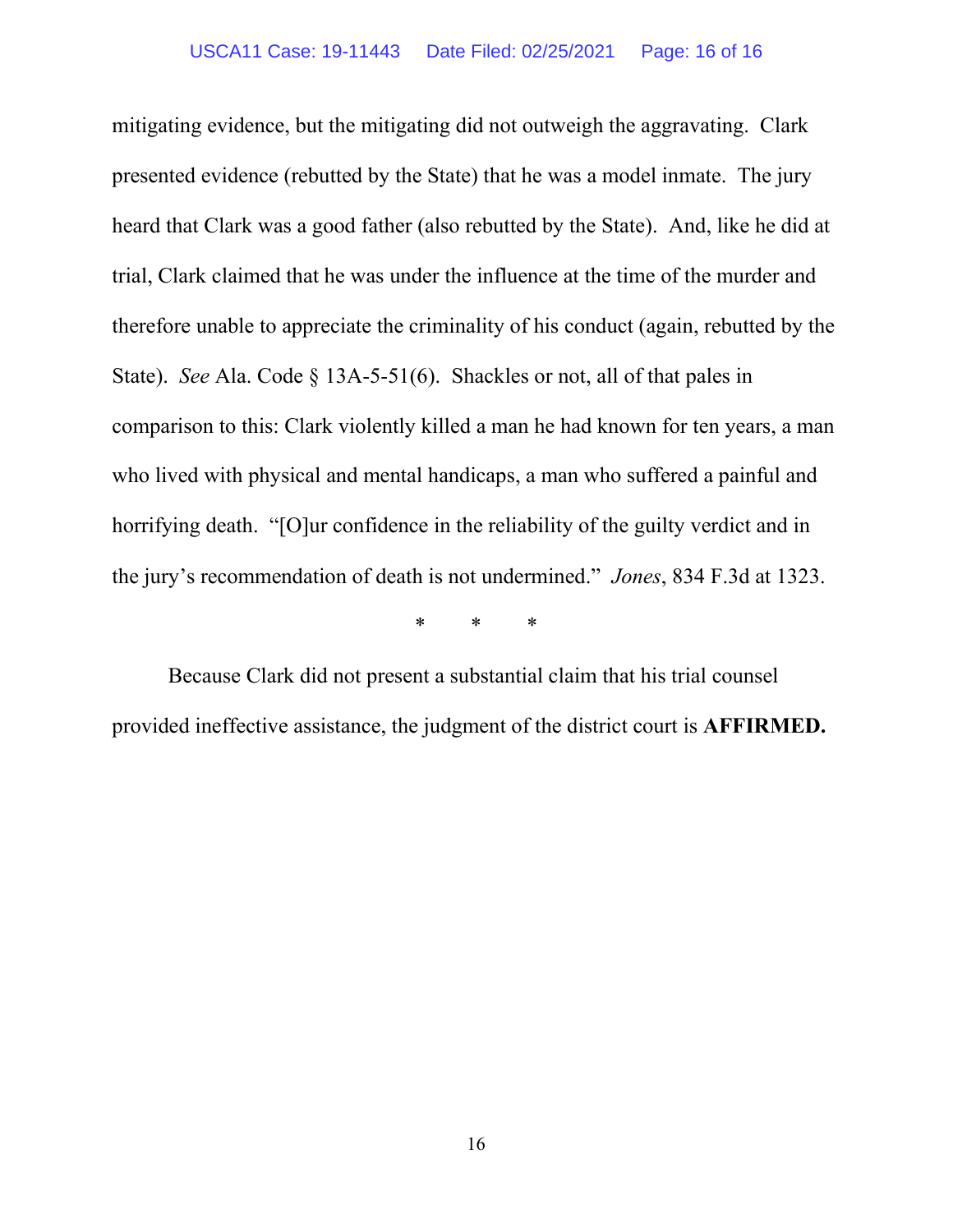mitigating evidence, but the mitigating did not outweigh the aggravating. Clark presented evidence (rebutted by the State) that he was a model inmate. The jury heard that Clark was a good father (also rebutted by the State). And, like he did at trial, Clark claimed that he was under the influence at the time of the murder and therefore unable to appreciate the criminality of his conduct (again, rebutted by the State). *See* Ala. Code § 13A-5-51(6). Shackles or not, all of that pales in comparison to this: Clark violently killed a man he had known for ten years, a man who lived with physical and mental handicaps, a man who suffered a painful and horrifying death. "[O]ur confidence in the reliability of the guilty verdict and in the jury's recommendation of death is not undermined." *Jones*, 834 F.3d at 1323.

\*        \*        \*

Because Clark did not present a substantial claim that his trial counsel provided ineffective assistance, the judgment of the district court is **AFFIRMED.**